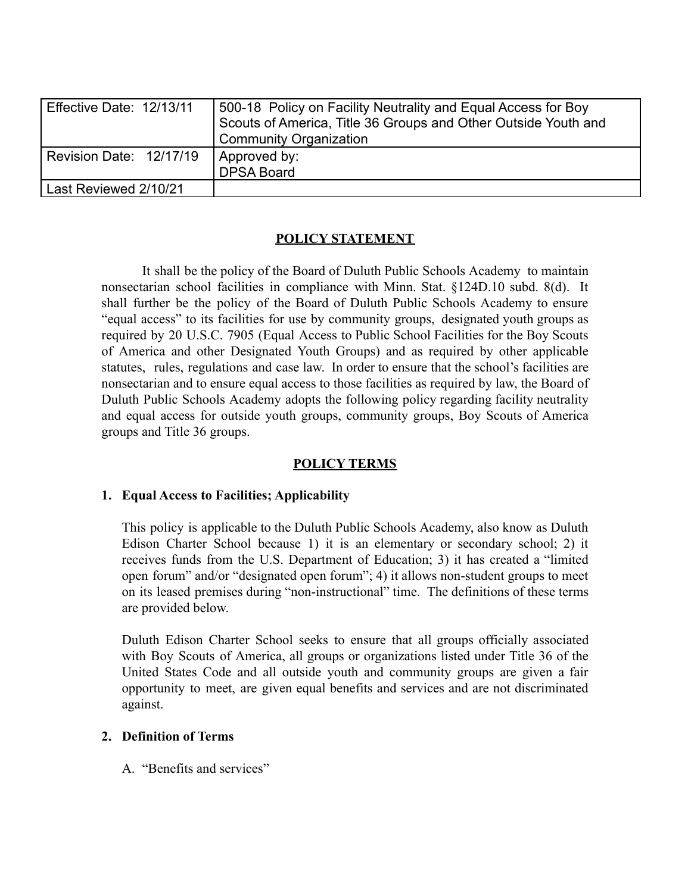| Effective Date: 12/13/11 | 500-18 Policy on Facility Neutrality and Equal Access for Boy Scouts of America, Title 36 Groups and Other Outside Youth and Community Organization |
| --- | --- |
| Revision Date: 12/17/19 | Approved by: DPSA Board |
| Last Reviewed 2/10/21 | |

## POLICY STATEMENT

It shall be the policy of the Board of Duluth Public Schools Academy to maintain nonsectarian school facilities in compliance with Minn. Stat. §124D.10 subd. 8(d). It shall further be the policy of the Board of Duluth Public Schools Academy to ensure "equal access" to its facilities for use by community groups, designated youth groups as required by 20 U.S.C. 7905 (Equal Access to Public School Facilities for the Boy Scouts of America and other Designated Youth Groups) and as required by other applicable statutes, rules, regulations and case law. In order to ensure that the school's facilities are nonsectarian and to ensure equal access to those facilities as required by law, the Board of Duluth Public Schools Academy adopts the following policy regarding facility neutrality and equal access for outside youth groups, community groups, Boy Scouts of America groups and Title 36 groups.

## POLICY TERMS

### 1. Equal Access to Facilities; Applicability

This policy is applicable to the Duluth Public Schools Academy, also know as Duluth Edison Charter School because 1) it is an elementary or secondary school; 2) it receives funds from the U.S. Department of Education; 3) it has created a "limited open forum" and/or "designated open forum"; 4) it allows non-student groups to meet on its leased premises during "non-instructional" time. The definitions of these terms are provided below.

Duluth Edison Charter School seeks to ensure that all groups officially associated with Boy Scouts of America, all groups or organizations listed under Title 36 of the United States Code and all outside youth and community groups are given a fair opportunity to meet, are given equal benefits and services and are not discriminated against.

### 2. Definition of Terms

A. "Benefits and services"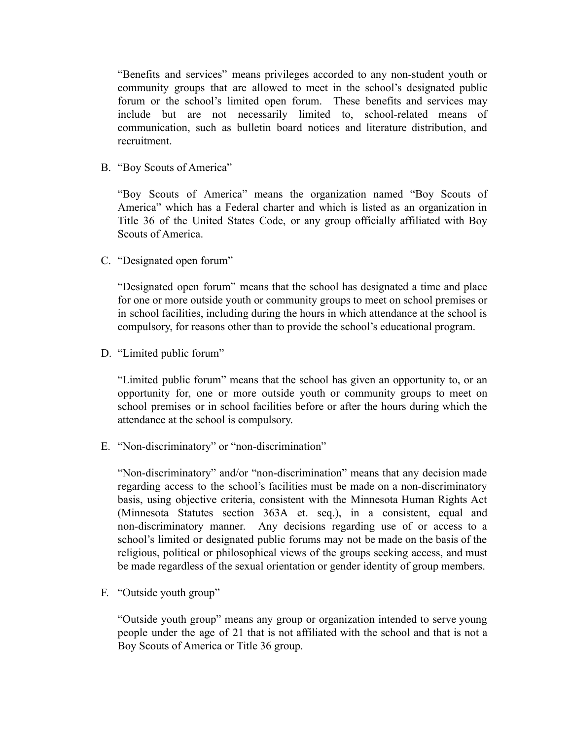"Benefits and services" means privileges accorded to any non-student youth or community groups that are allowed to meet in the school's designated public forum or the school's limited open forum. These benefits and services may include but are not necessarily limited to, school-related means of communication, such as bulletin board notices and literature distribution, and recruitment.

B. "Boy Scouts of America"

"Boy Scouts of America" means the organization named "Boy Scouts of America" which has a Federal charter and which is listed as an organization in Title 36 of the United States Code, or any group officially affiliated with Boy Scouts of America.

C. "Designated open forum"

"Designated open forum" means that the school has designated a time and place for one or more outside youth or community groups to meet on school premises or in school facilities, including during the hours in which attendance at the school is compulsory, for reasons other than to provide the school's educational program.

D. "Limited public forum"

"Limited public forum" means that the school has given an opportunity to, or an opportunity for, one or more outside youth or community groups to meet on school premises or in school facilities before or after the hours during which the attendance at the school is compulsory.

E. "Non-discriminatory" or "non-discrimination"

"Non-discriminatory" and/or "non-discrimination" means that any decision made regarding access to the school's facilities must be made on a non-discriminatory basis, using objective criteria, consistent with the Minnesota Human Rights Act (Minnesota Statutes section 363A et. seq.), in a consistent, equal and non-discriminatory manner. Any decisions regarding use of or access to a school's limited or designated public forums may not be made on the basis of the religious, political or philosophical views of the groups seeking access, and must be made regardless of the sexual orientation or gender identity of group members.

F. "Outside youth group"

"Outside youth group" means any group or organization intended to serve young people under the age of 21 that is not affiliated with the school and that is not a Boy Scouts of America or Title 36 group.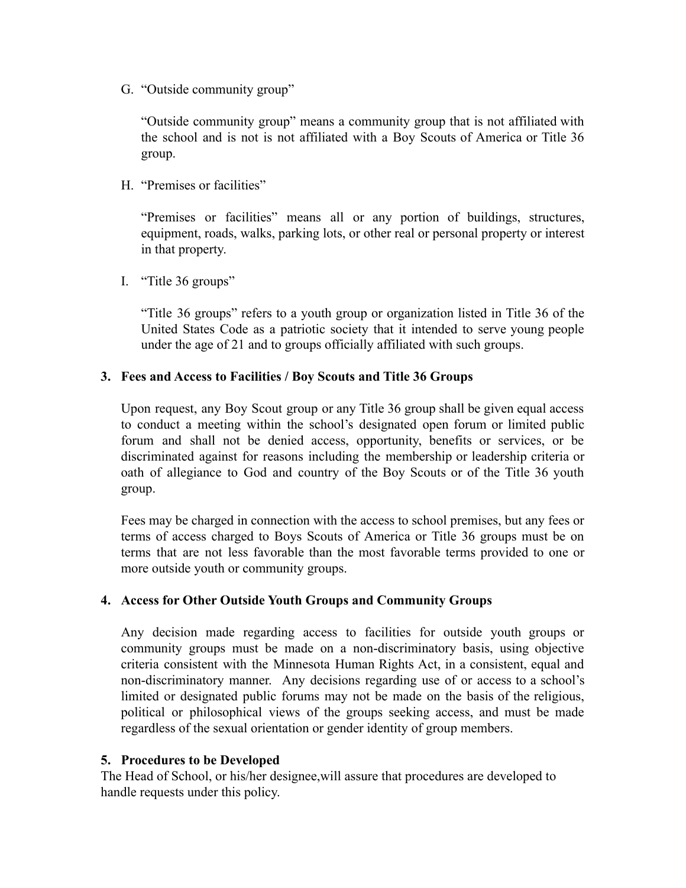G. "Outside community group"

   "Outside community group" means a community group that is not affiliated with the school and is not is not affiliated with a Boy Scouts of America or Title 36 group.

H. "Premises or facilities"

   "Premises or facilities" means all or any portion of buildings, structures, equipment, roads, walks, parking lots, or other real or personal property or interest in that property.

I. "Title 36 groups"

   "Title 36 groups" refers to a youth group or organization listed in Title 36 of the United States Code as a patriotic society that it intended to serve young people under the age of 21 and to groups officially affiliated with such groups.

### 3. Fees and Access to Facilities / Boy Scouts and Title 36 Groups

Upon request, any Boy Scout group or any Title 36 group shall be given equal access to conduct a meeting within the school's designated open forum or limited public forum and shall not be denied access, opportunity, benefits or services, or be discriminated against for reasons including the membership or leadership criteria or oath of allegiance to God and country of the Boy Scouts or of the Title 36 youth group.

Fees may be charged in connection with the access to school premises, but any fees or terms of access charged to Boys Scouts of America or Title 36 groups must be on terms that are not less favorable than the most favorable terms provided to one or more outside youth or community groups.

### 4. Access for Other Outside Youth Groups and Community Groups

Any decision made regarding access to facilities for outside youth groups or community groups must be made on a non-discriminatory basis, using objective criteria consistent with the Minnesota Human Rights Act, in a consistent, equal and non-discriminatory manner. Any decisions regarding use of or access to a school's limited or designated public forums may not be made on the basis of the religious, political or philosophical views of the groups seeking access, and must be made regardless of the sexual orientation or gender identity of group members.

### 5. Procedures to be Developed

The Head of School, or his/her designee,will assure that procedures are developed to handle requests under this policy.